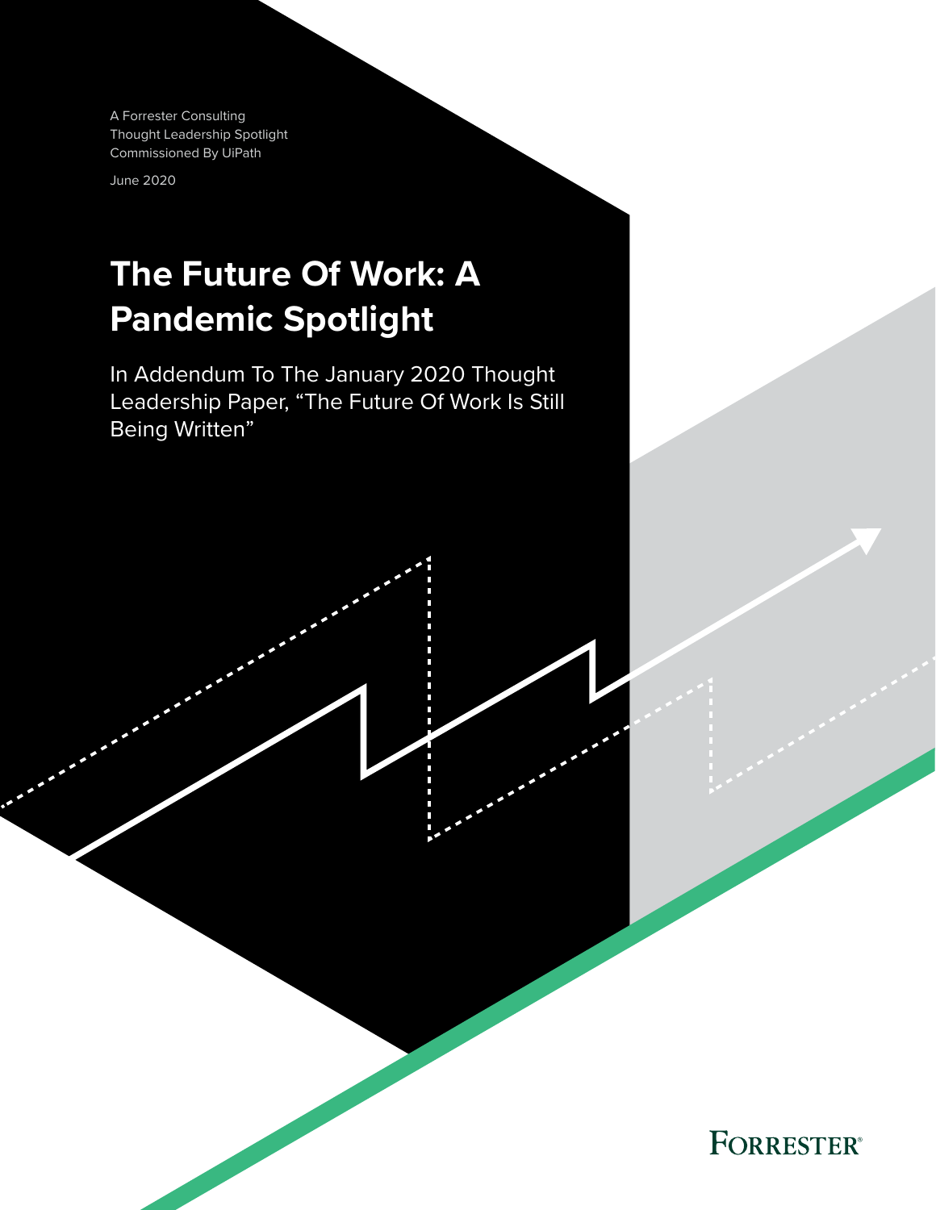A Forrester Consulting
Thought Leadership Spotlight
Commissioned By UiPath

June 2020

# The Future Of Work: A Pandemic Spotlight

In Addendum To The January 2020 Thought Leadership Paper, "The Future Of Work Is Still Being Written"

FORRESTER®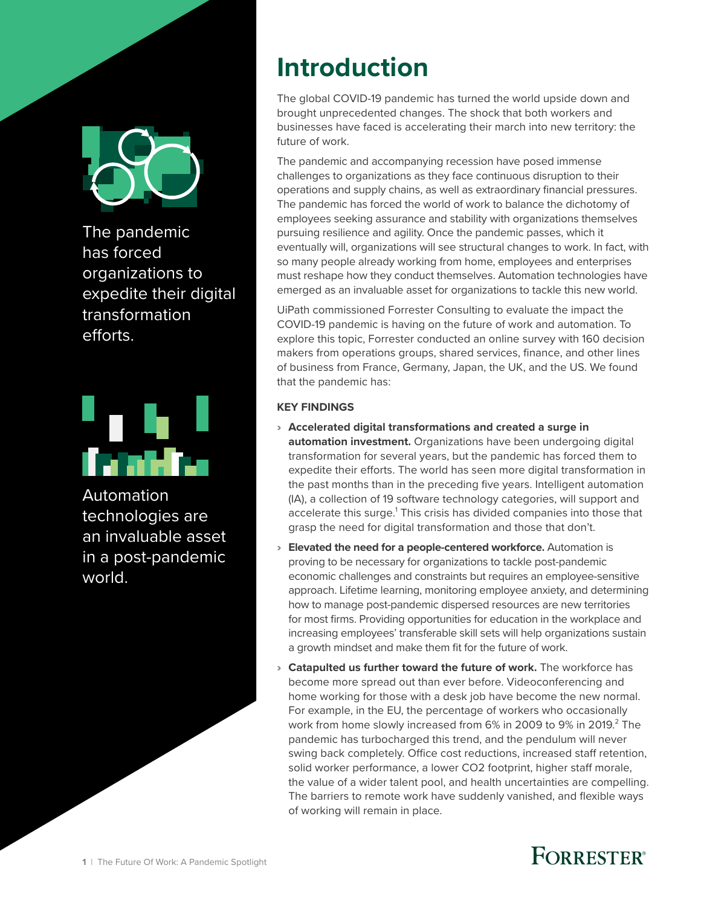The pandemic has forced organizations to expedite their digital transformation efforts.

Automation technologies are an invaluable asset in a post-pandemic world.

# Introduction

The global COVID-19 pandemic has turned the world upside down and brought unprecedented changes. The shock that both workers and businesses have faced is accelerating their march into new territory: the future of work.

The pandemic and accompanying recession have posed immense challenges to organizations as they face continuous disruption to their operations and supply chains, as well as extraordinary financial pressures. The pandemic has forced the world of work to balance the dichotomy of employees seeking assurance and stability with organizations themselves pursuing resilience and agility. Once the pandemic passes, which it eventually will, organizations will see structural changes to work. In fact, with so many people already working from home, employees and enterprises must reshape how they conduct themselves. Automation technologies have emerged as an invaluable asset for organizations to tackle this new world.

UiPath commissioned Forrester Consulting to evaluate the impact the COVID-19 pandemic is having on the future of work and automation. To explore this topic, Forrester conducted an online survey with 160 decision makers from operations groups, shared services, finance, and other lines of business from France, Germany, Japan, the UK, and the US. We found that the pandemic has:

**KEY FINDINGS**

- **Accelerated digital transformations and created a surge in automation investment.** Organizations have been undergoing digital transformation for several years, but the pandemic has forced them to expedite their efforts. The world has seen more digital transformation in the past months than in the preceding five years. Intelligent automation (IA), a collection of 19 software technology categories, will support and accelerate this surge.[1] This crisis has divided companies into those that grasp the need for digital transformation and those that don't.
- **Elevated the need for a people-centered workforce.** Automation is proving to be necessary for organizations to tackle post-pandemic economic challenges and constraints but requires an employee-sensitive approach. Lifetime learning, monitoring employee anxiety, and determining how to manage post-pandemic dispersed resources are new territories for most firms. Providing opportunities for education in the workplace and increasing employees' transferable skill sets will help organizations sustain a growth mindset and make them fit for the future of work.
- **Catapulted us further toward the future of work.** The workforce has become more spread out than ever before. Videoconferencing and home working for those with a desk job have become the new normal. For example, in the EU, the percentage of workers who occasionally work from home slowly increased from 6% in 2009 to 9% in 2019.[2] The pandemic has turbocharged this trend, and the pendulum will never swing back completely. Office cost reductions, increased staff retention, solid worker performance, a lower $CO_2$ footprint, higher staff morale, the value of a wider talent pool, and health uncertainties are compelling. The barriers to remote work have suddenly vanished, and flexible ways of working will remain in place.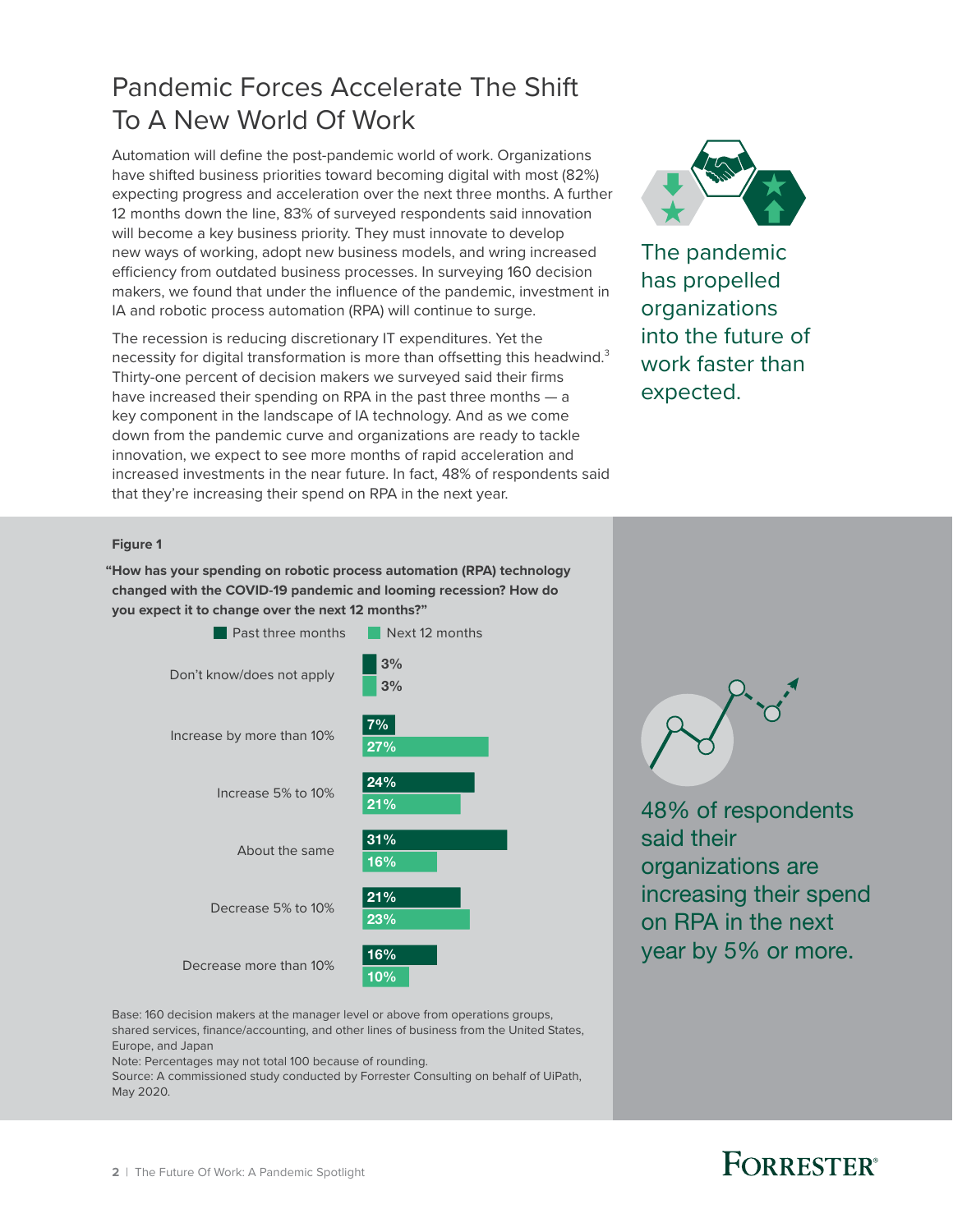# Pandemic Forces Accelerate The Shift To A New World Of Work

Automation will define the post-pandemic world of work. Organizations have shifted business priorities toward becoming digital with most (82%) expecting progress and acceleration over the next three months. A further 12 months down the line, 83% of surveyed respondents said innovation will become a key business priority. They must innovate to develop new ways of working, adopt new business models, and wring increased efficiency from outdated business processes. In surveying 160 decision makers, we found that under the influence of the pandemic, investment in IA and robotic process automation (RPA) will continue to surge.

The recession is reducing discretionary IT expenditures. Yet the necessity for digital transformation is more than offsetting this headwind.[3] Thirty-one percent of decision makers we surveyed said their firms have increased their spending on RPA in the past three months — a key component in the landscape of IA technology. And as we come down from the pandemic curve and organizations are ready to tackle innovation, we expect to see more months of rapid acceleration and increased investments in the near future. In fact, 48% of respondents said that they're increasing their spend on RPA in the next year.

The pandemic has propelled organizations into the future of work faster than expected.

**Figure 1**

**"How has your spending on robotic process automation (RPA) technology changed with the COVID-19 pandemic and looming recession? How do you expect it to change over the next 12 months?"**

| | Past three months | Next 12 months |
|---|---|---|
| Don't know/does not apply | 3% | 3% |
| Increase by more than 10% | 7% | 27% |
| Increase 5% to 10% | 24% | 21% |
| About the same | 31% | 16% |
| Decrease 5% to 10% | 21% | 23% |
| Decrease more than 10% | 16% | 10% |

Base: 160 decision makers at the manager level or above from operations groups, shared services, finance/accounting, and other lines of business from the United States, Europe, and Japan

Note: Percentages may not total 100 because of rounding.

Source: A commissioned study conducted by Forrester Consulting on behalf of UiPath, May 2020.

48% of respondents said their organizations are increasing their spend on RPA in the next year by 5% or more.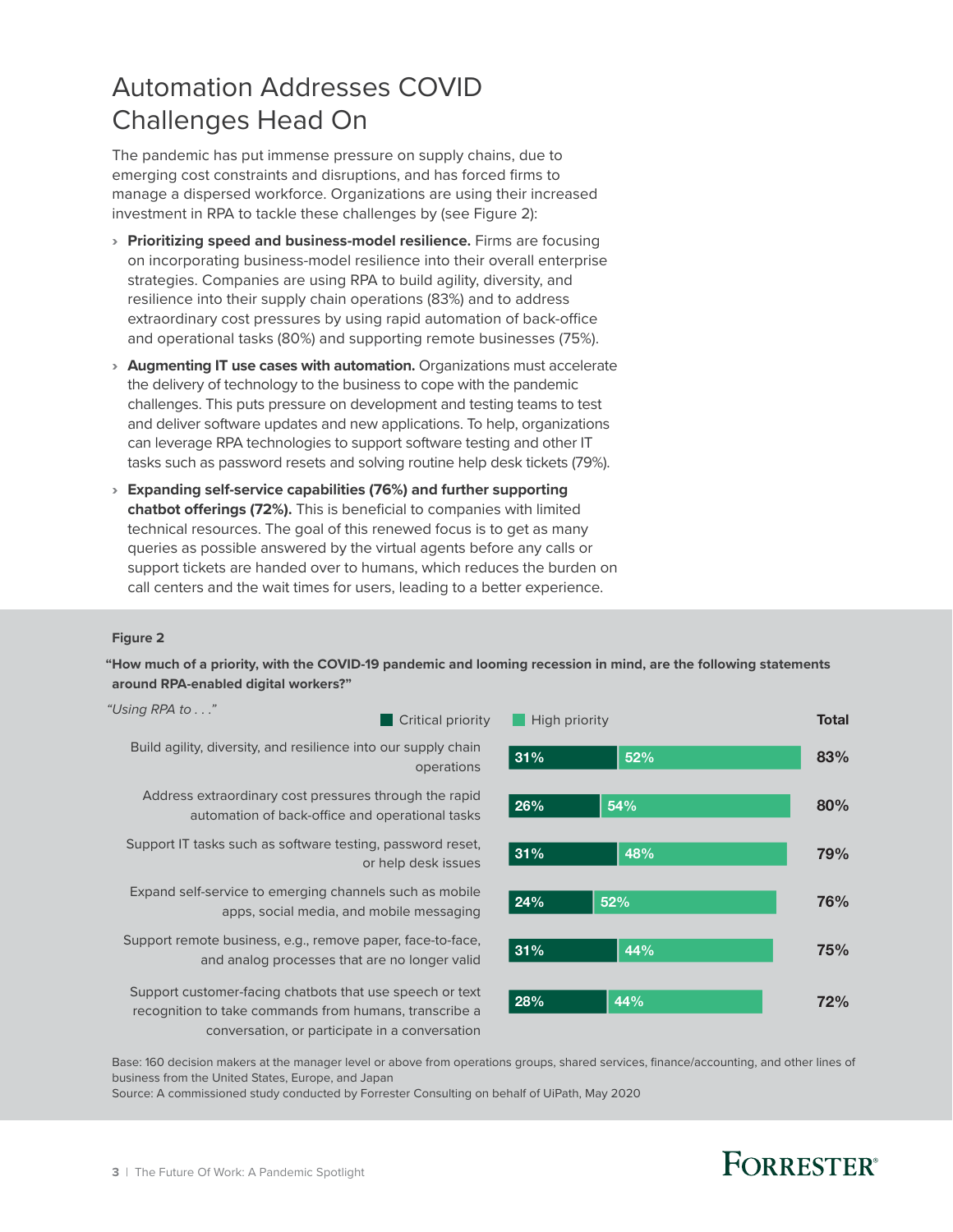# Automation Addresses COVID Challenges Head On

The pandemic has put immense pressure on supply chains, due to emerging cost constraints and disruptions, and has forced firms to manage a dispersed workforce. Organizations are using their increased investment in RPA to tackle these challenges by (see Figure 2):

- **Prioritizing speed and business-model resilience.** Firms are focusing on incorporating business-model resilience into their overall enterprise strategies. Companies are using RPA to build agility, diversity, and resilience into their supply chain operations (83%) and to address extraordinary cost pressures by using rapid automation of back-office and operational tasks (80%) and supporting remote businesses (75%).
- **Augmenting IT use cases with automation.** Organizations must accelerate the delivery of technology to the business to cope with the pandemic challenges. This puts pressure on development and testing teams to test and deliver software updates and new applications. To help, organizations can leverage RPA technologies to support software testing and other IT tasks such as password resets and solving routine help desk tickets (79%).
- **Expanding self-service capabilities (76%) and further supporting chatbot offerings (72%).** This is beneficial to companies with limited technical resources. The goal of this renewed focus is to get as many queries as possible answered by the virtual agents before any calls or support tickets are handed over to humans, which reduces the burden on call centers and the wait times for users, leading to a better experience.

**Figure 2**

**"How much of a priority, with the COVID-19 pandemic and looming recession in mind, are the following statements around RPA-enabled digital workers?"**

| *"Using RPA to . . ."* | Critical priority | High priority | Total |
|---|---|---|---|
| Build agility, diversity, and resilience into our supply chain operations | 31% | 52% | 83% |
| Address extraordinary cost pressures through the rapid automation of back-office and operational tasks | 26% | 54% | 80% |
| Support IT tasks such as software testing, password reset, or help desk issues | 31% | 48% | 79% |
| Expand self-service to emerging channels such as mobile apps, social media, and mobile messaging | 24% | 52% | 76% |
| Support remote business, e.g., remove paper, face-to-face, and analog processes that are no longer valid | 31% | 44% | 75% |
| Support customer-facing chatbots that use speech or text recognition to take commands from humans, transcribe a conversation, or participate in a conversation | 28% | 44% | 72% |

Base: 160 decision makers at the manager level or above from operations groups, shared services, finance/accounting, and other lines of business from the United States, Europe, and Japan
Source: A commissioned study conducted by Forrester Consulting on behalf of UiPath, May 2020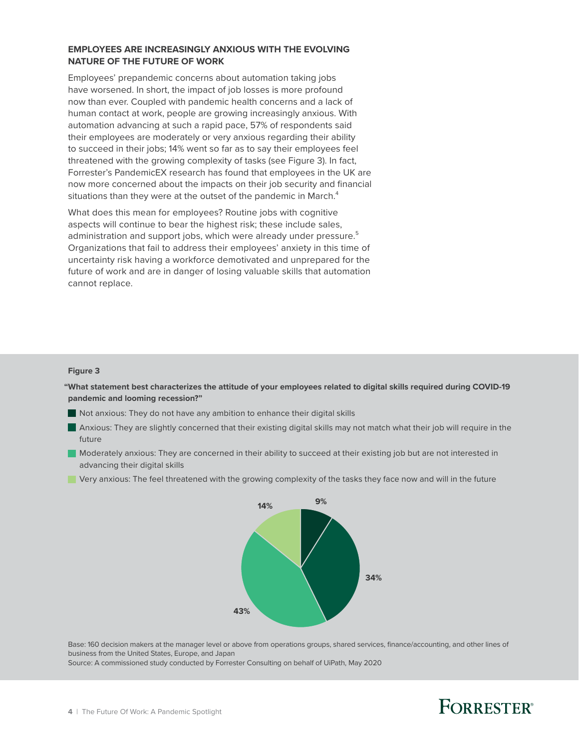### EMPLOYEES ARE INCREASINGLY ANXIOUS WITH THE EVOLVING NATURE OF THE FUTURE OF WORK

Employees' prepandemic concerns about automation taking jobs have worsened. In short, the impact of job losses is more profound now than ever. Coupled with pandemic health concerns and a lack of human contact at work, people are growing increasingly anxious. With automation advancing at such a rapid pace, 57% of respondents said their employees are moderately or very anxious regarding their ability to succeed in their jobs; 14% went so far as to say their employees feel threatened with the growing complexity of tasks (see Figure 3). In fact, Forrester's PandemicEX research has found that employees in the UK are now more concerned about the impacts on their job security and financial situations than they were at the outset of the pandemic in March.[4]

What does this mean for employees? Routine jobs with cognitive aspects will continue to bear the highest risk; these include sales, administration and support jobs, which were already under pressure.[5] Organizations that fail to address their employees' anxiety in this time of uncertainty risk having a workforce demotivated and unprepared for the future of work and are in danger of losing valuable skills that automation cannot replace.

**Figure 3**

**"What statement best characterizes the attitude of your employees related to digital skills required during COVID-19 pandemic and looming recession?"**

- Not anxious: They do not have any ambition to enhance their digital skills
- Anxious: They are slightly concerned that their existing digital skills may not match what their job will require in the future
- Moderately anxious: They are concerned in their ability to succeed at their existing job but are not interested in advancing their digital skills
- Very anxious: The feel threatened with the growing complexity of the tasks they face now and will in the future

| Response | Percentage |
| --- | --- |
| Not anxious | 9% |
| Anxious | 34% |
| Moderately anxious | 43% |
| Very anxious | 14% |

Base: 160 decision makers at the manager level or above from operations groups, shared services, finance/accounting, and other lines of business from the United States, Europe, and Japan

Source: A commissioned study conducted by Forrester Consulting on behalf of UiPath, May 2020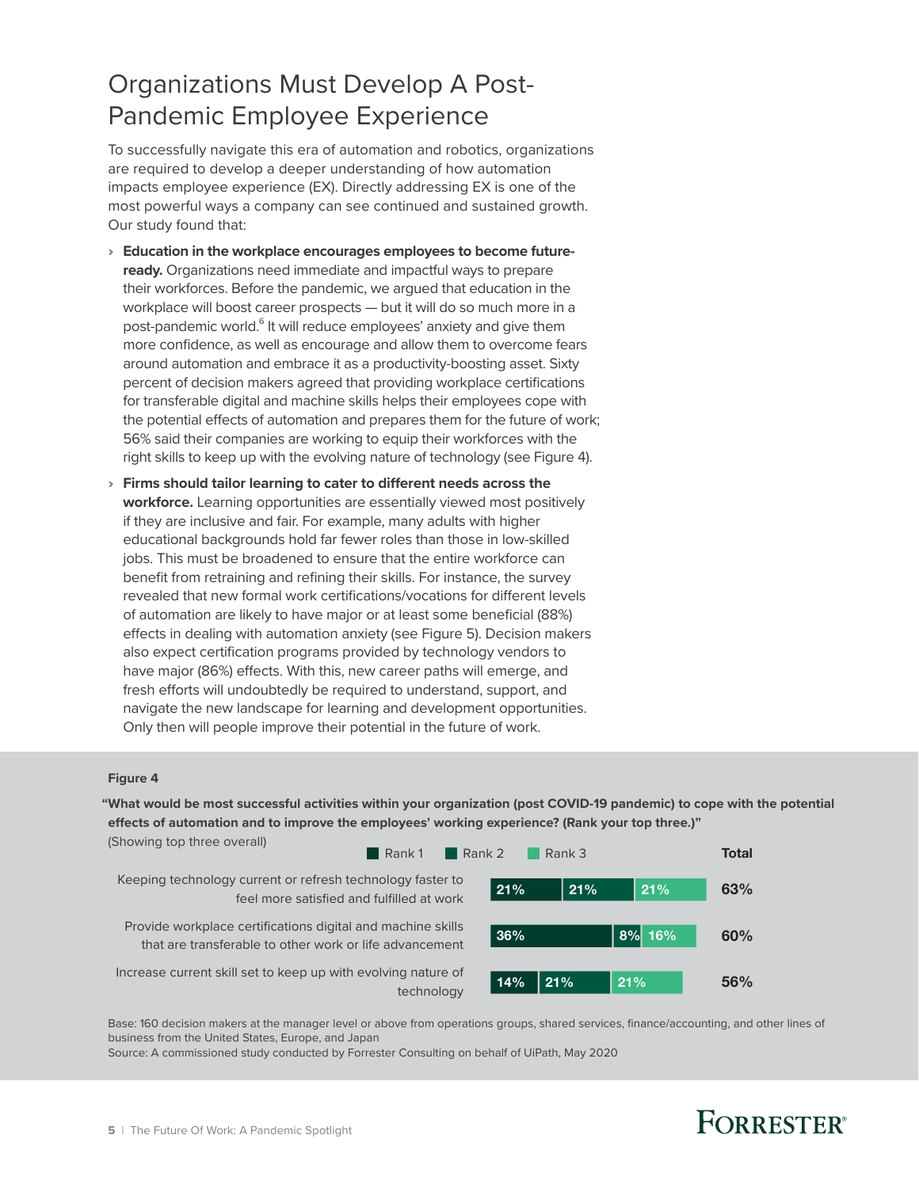# Organizations Must Develop A Post-Pandemic Employee Experience

To successfully navigate this era of automation and robotics, organizations are required to develop a deeper understanding of how automation impacts employee experience (EX). Directly addressing EX is one of the most powerful ways a company can see continued and sustained growth. Our study found that:

- **Education in the workplace encourages employees to become future-ready.** Organizations need immediate and impactful ways to prepare their workforces. Before the pandemic, we argued that education in the workplace will boost career prospects — but it will do so much more in a post-pandemic world.[6] It will reduce employees' anxiety and give them more confidence, as well as encourage and allow them to overcome fears around automation and embrace it as a productivity-boosting asset. Sixty percent of decision makers agreed that providing workplace certifications for transferable digital and machine skills helps their employees cope with the potential effects of automation and prepares them for the future of work; 56% said their companies are working to equip their workforces with the right skills to keep up with the evolving nature of technology (see Figure 4).

- **Firms should tailor learning to cater to different needs across the workforce.** Learning opportunities are essentially viewed most positively if they are inclusive and fair. For example, many adults with higher educational backgrounds hold far fewer roles than those in low-skilled jobs. This must be broadened to ensure that the entire workforce can benefit from retraining and refining their skills. For instance, the survey revealed that new formal work certifications/vocations for different levels of automation are likely to have major or at least some beneficial (88%) effects in dealing with automation anxiety (see Figure 5). Decision makers also expect certification programs provided by technology vendors to have major (86%) effects. With this, new career paths will emerge, and fresh efforts will undoubtedly be required to understand, support, and navigate the new landscape for learning and development opportunities. Only then will people improve their potential in the future of work.

**Figure 4**

**"What would be most successful activities within your organization (post COVID-19 pandemic) to cope with the potential effects of automation and to improve the employees' working experience? (Rank your top three.)"**

(Showing top three overall)

| Activity | Rank 1 | Rank 2 | Rank 3 | Total |
|---|---|---|---|---|
| Keeping technology current or refresh technology faster to feel more satisfied and fulfilled at work | 21% | 21% | 21% | 63% |
| Provide workplace certifications digital and machine skills that are transferable to other work or life advancement | 36% | 8% | 16% | 60% |
| Increase current skill set to keep up with evolving nature of technology | 14% | 21% | 21% | 56% |

Base: 160 decision makers at the manager level or above from operations groups, shared services, finance/accounting, and other lines of business from the United States, Europe, and Japan

Source: A commissioned study conducted by Forrester Consulting on behalf of UiPath, May 2020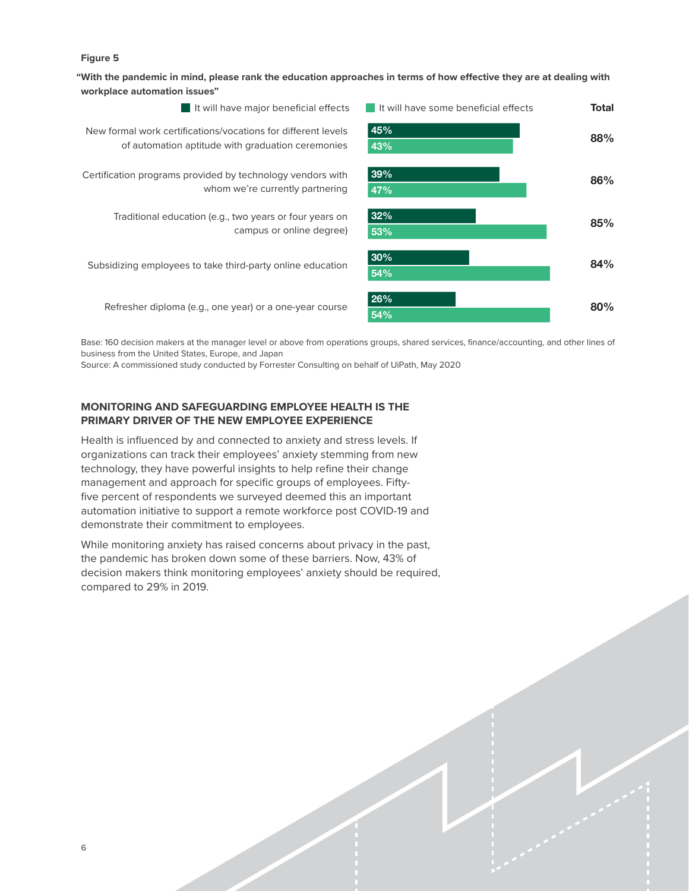**Figure 5**

**"With the pandemic in mind, please rank the education approaches in terms of how effective they are at dealing with workplace automation issues"**

| | It will have major beneficial effects | It will have some beneficial effects | Total |
|---|---|---|---|
| New formal work certifications/vocations for different levels of automation aptitude with graduation ceremonies | 45% | 43% | 88% |
| Certification programs provided by technology vendors with whom we're currently partnering | 39% | 47% | 86% |
| Traditional education (e.g., two years or four years on campus or online degree) | 32% | 53% | 85% |
| Subsidizing employees to take third-party online education | 30% | 54% | 84% |
| Refresher diploma (e.g., one year) or a one-year course | 26% | 54% | 80% |

Base: 160 decision makers at the manager level or above from operations groups, shared services, finance/accounting, and other lines of business from the United States, Europe, and Japan

Source: A commissioned study conducted by Forrester Consulting on behalf of UiPath, May 2020

## MONITORING AND SAFEGUARDING EMPLOYEE HEALTH IS THE PRIMARY DRIVER OF THE NEW EMPLOYEE EXPERIENCE

Health is influenced by and connected to anxiety and stress levels. If organizations can track their employees' anxiety stemming from new technology, they have powerful insights to help refine their change management and approach for specific groups of employees. Fifty-five percent of respondents we surveyed deemed this an important automation initiative to support a remote workforce post COVID-19 and demonstrate their commitment to employees.

While monitoring anxiety has raised concerns about privacy in the past, the pandemic has broken down some of these barriers. Now, 43% of decision makers think monitoring employees' anxiety should be required, compared to 29% in 2019.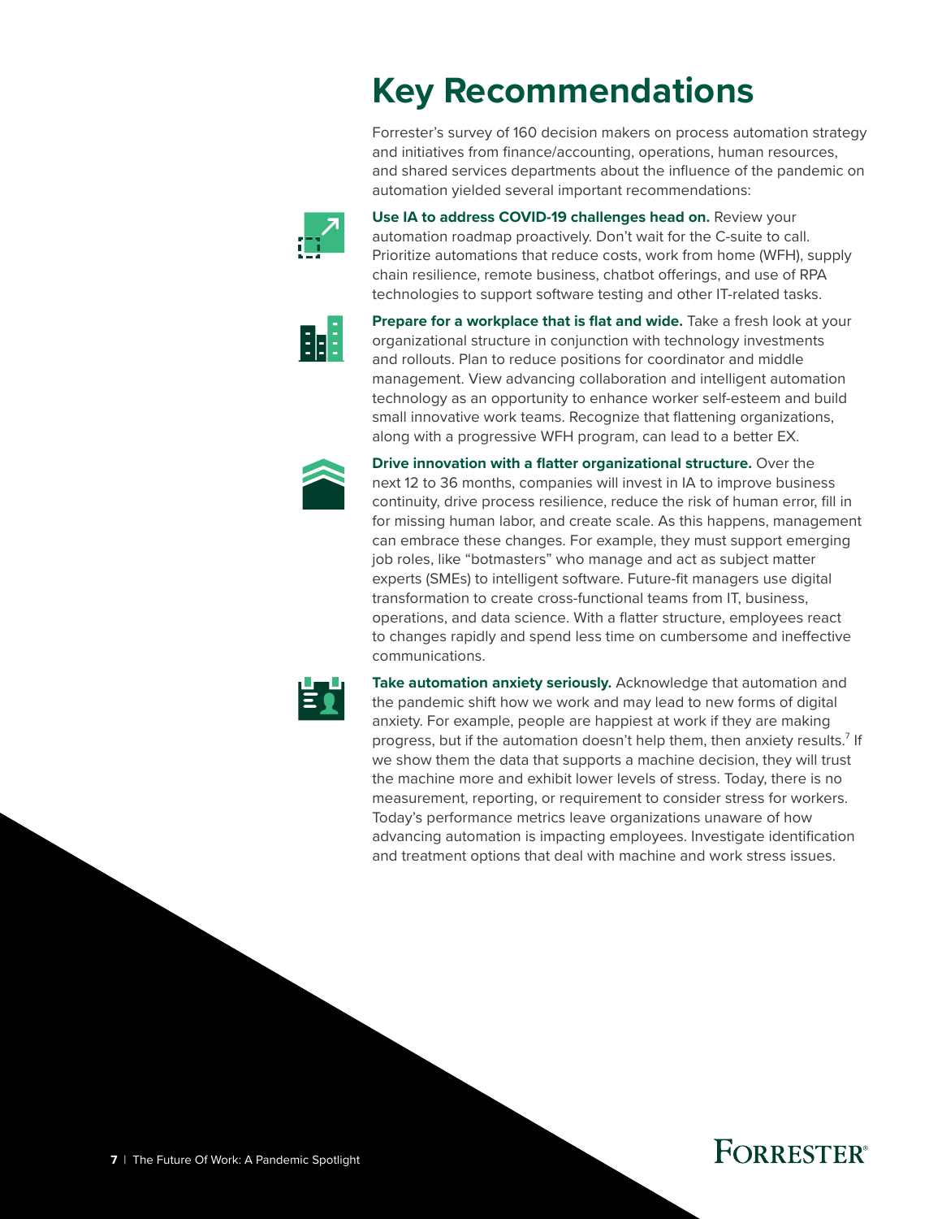# Key Recommendations

Forrester's survey of 160 decision makers on process automation strategy and initiatives from finance/accounting, operations, human resources, and shared services departments about the influence of the pandemic on automation yielded several important recommendations:

**Use IA to address COVID-19 challenges head on.** Review your automation roadmap proactively. Don't wait for the C-suite to call. Prioritize automations that reduce costs, work from home (WFH), supply chain resilience, remote business, chatbot offerings, and use of RPA technologies to support software testing and other IT-related tasks.

**Prepare for a workplace that is flat and wide.** Take a fresh look at your organizational structure in conjunction with technology investments and rollouts. Plan to reduce positions for coordinator and middle management. View advancing collaboration and intelligent automation technology as an opportunity to enhance worker self-esteem and build small innovative work teams. Recognize that flattening organizations, along with a progressive WFH program, can lead to a better EX.

**Drive innovation with a flatter organizational structure.** Over the next 12 to 36 months, companies will invest in IA to improve business continuity, drive process resilience, reduce the risk of human error, fill in for missing human labor, and create scale. As this happens, management can embrace these changes. For example, they must support emerging job roles, like "botmasters" who manage and act as subject matter experts (SMEs) to intelligent software. Future-fit managers use digital transformation to create cross-functional teams from IT, business, operations, and data science. With a flatter structure, employees react to changes rapidly and spend less time on cumbersome and ineffective communications.

**Take automation anxiety seriously.** Acknowledge that automation and the pandemic shift how we work and may lead to new forms of digital anxiety. For example, people are happiest at work if they are making progress, but if the automation doesn't help them, then anxiety results.[7] If we show them the data that supports a machine decision, they will trust the machine more and exhibit lower levels of stress. Today, there is no measurement, reporting, or requirement to consider stress for workers. Today's performance metrics leave organizations unaware of how advancing automation is impacting employees. Investigate identification and treatment options that deal with machine and work stress issues.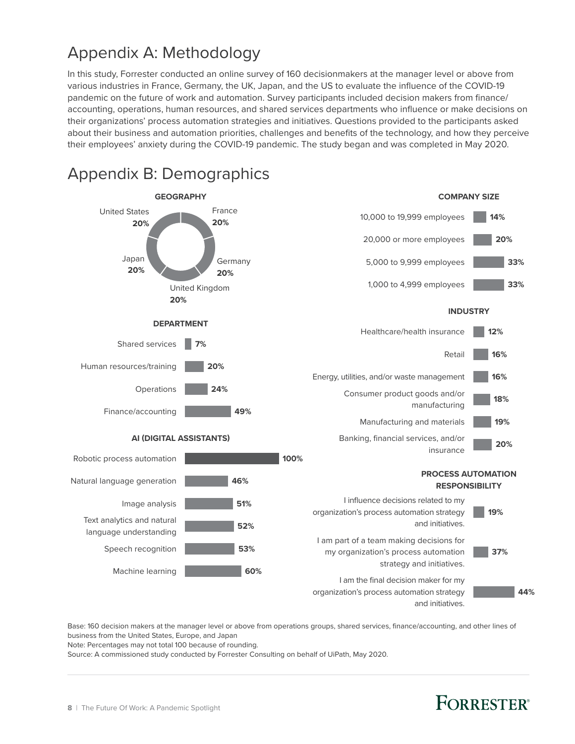# Appendix A: Methodology

In this study, Forrester conducted an online survey of 160 decisionmakers at the manager level or above from various industries in France, Germany, the UK, Japan, and the US to evaluate the influence of the COVID-19 pandemic on the future of work and automation. Survey participants included decision makers from finance/accounting, operations, human resources, and shared services departments who influence or make decisions on their organizations' process automation strategies and initiatives. Questions provided to the participants asked about their business and automation priorities, challenges and benefits of the technology, and how they perceive their employees' anxiety during the COVID-19 pandemic. The study began and was completed in May 2020.

# Appendix B: Demographics

**GEOGRAPHY**

| Country | % |
|---|---|
| United States | 20% |
| France | 20% |
| Germany | 20% |
| United Kingdom | 20% |
| Japan | 20% |

**COMPANY SIZE**

| Company size | % |
|---|---|
| 10,000 to 19,999 employees | 14% |
| 20,000 or more employees | 20% |
| 5,000 to 9,999 employees | 33% |
| 1,000 to 4,999 employees | 33% |

**DEPARTMENT**

| Department | % |
|---|---|
| Shared services | 7% |
| Human resources/training | 20% |
| Operations | 24% |
| Finance/accounting | 49% |

**INDUSTRY**

| Industry | % |
|---|---|
| Healthcare/health insurance | 12% |
| Retail | 16% |
| Energy, utilities, and/or waste management | 16% |
| Consumer product goods and/or manufacturing | 18% |
| Manufacturing and materials | 19% |
| Banking, financial services, and/or insurance | 20% |

**AI (DIGITAL ASSISTANTS)**

| AI (digital assistants) | % |
|---|---|
| Robotic process automation | 100% |
| Natural language generation | 46% |
| Image analysis | 51% |
| Text analytics and natural language understanding | 52% |
| Speech recognition | 53% |
| Machine learning | 60% |

**PROCESS AUTOMATION RESPONSIBILITY**

| Responsibility | % |
|---|---|
| I influence decisions related to my organization's process automation strategy and initiatives. | 19% |
| I am part of a team making decisions for my organization's process automation strategy and initiatives. | 37% |
| I am the final decision maker for my organization's process automation strategy and initiatives. | 44% |

Base: 160 decision makers at the manager level or above from operations groups, shared services, finance/accounting, and other lines of business from the United States, Europe, and Japan

Note: Percentages may not total 100 because of rounding.

Source: A commissioned study conducted by Forrester Consulting on behalf of UiPath, May 2020.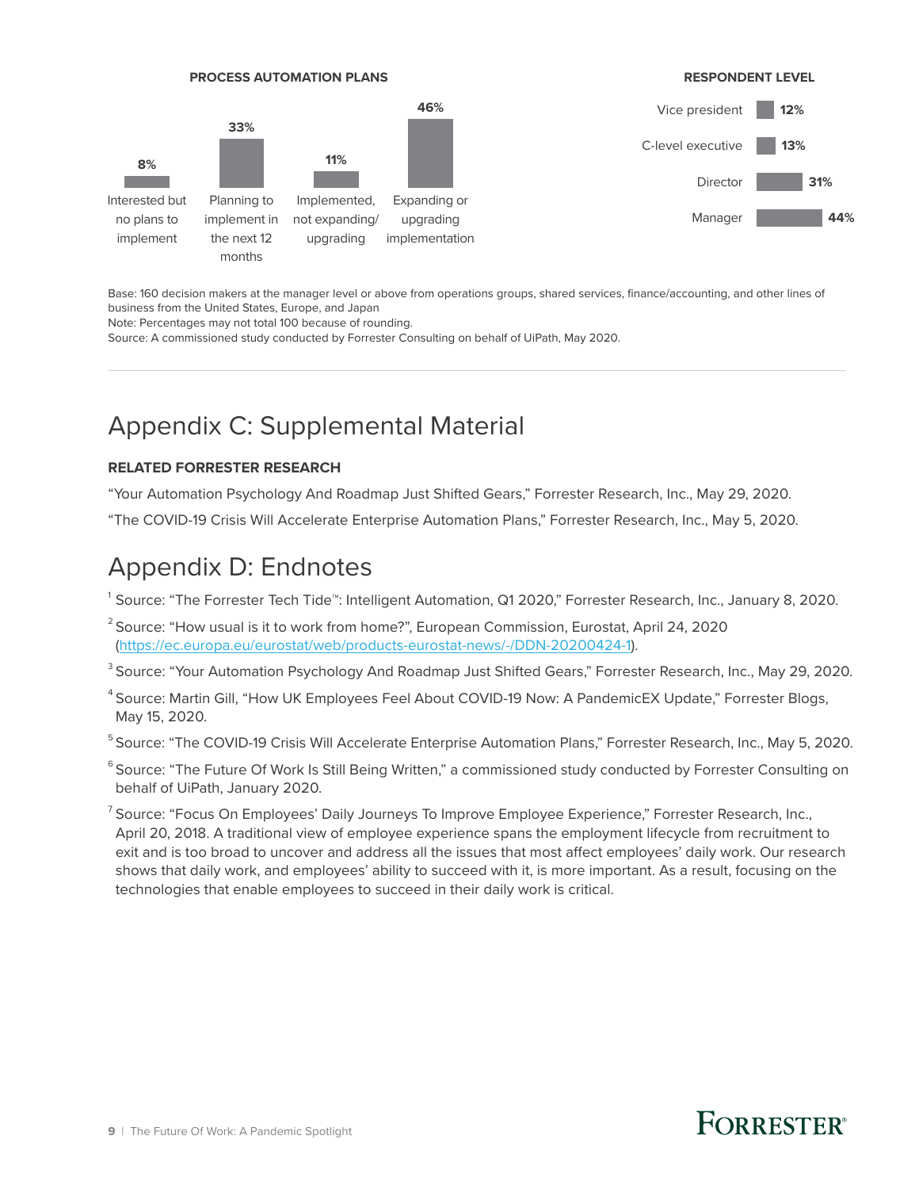**PROCESS AUTOMATION PLANS**

| Interested but no plans to implement | Planning to implement in the next 12 months | Implemented, not expanding/ upgrading | Expanding or upgrading implementation |
|---|---|---|---|
| 8% | 33% | 11% | 46% |

**RESPONDENT LEVEL**

| Level | % |
|---|---|
| Vice president | 12% |
| C-level executive | 13% |
| Director | 31% |
| Manager | 44% |

Base: 160 decision makers at the manager level or above from operations groups, shared services, finance/accounting, and other lines of business from the United States, Europe, and Japan

Note: Percentages may not total 100 because of rounding.

Source: A commissioned study conducted by Forrester Consulting on behalf of UiPath, May 2020.

# Appendix C: Supplemental Material

**RELATED FORRESTER RESEARCH**

“Your Automation Psychology And Roadmap Just Shifted Gears,” Forrester Research, Inc., May 29, 2020.

“The COVID-19 Crisis Will Accelerate Enterprise Automation Plans,” Forrester Research, Inc., May 5, 2020.

# Appendix D: Endnotes

[1] Source: “The Forrester Tech Tide™: Intelligent Automation, Q1 2020,” Forrester Research, Inc., January 8, 2020.

[2] Source: “How usual is it to work from home?”, European Commission, Eurostat, April 24, 2020 (https://ec.europa.eu/eurostat/web/products-eurostat-news/-/DDN-20200424-1).

[3] Source: “Your Automation Psychology And Roadmap Just Shifted Gears,” Forrester Research, Inc., May 29, 2020.

[4] Source: Martin Gill, “How UK Employees Feel About COVID-19 Now: A PandemicEX Update,” Forrester Blogs, May 15, 2020.

[5] Source: “The COVID-19 Crisis Will Accelerate Enterprise Automation Plans,” Forrester Research, Inc., May 5, 2020.

[6] Source: “The Future Of Work Is Still Being Written,” a commissioned study conducted by Forrester Consulting on behalf of UiPath, January 2020.

[7] Source: “Focus On Employees’ Daily Journeys To Improve Employee Experience,” Forrester Research, Inc., April 20, 2018. A traditional view of employee experience spans the employment lifecycle from recruitment to exit and is too broad to uncover and address all the issues that most affect employees’ daily work. Our research shows that daily work, and employees’ ability to succeed with it, is more important. As a result, focusing on the technologies that enable employees to succeed in their daily work is critical.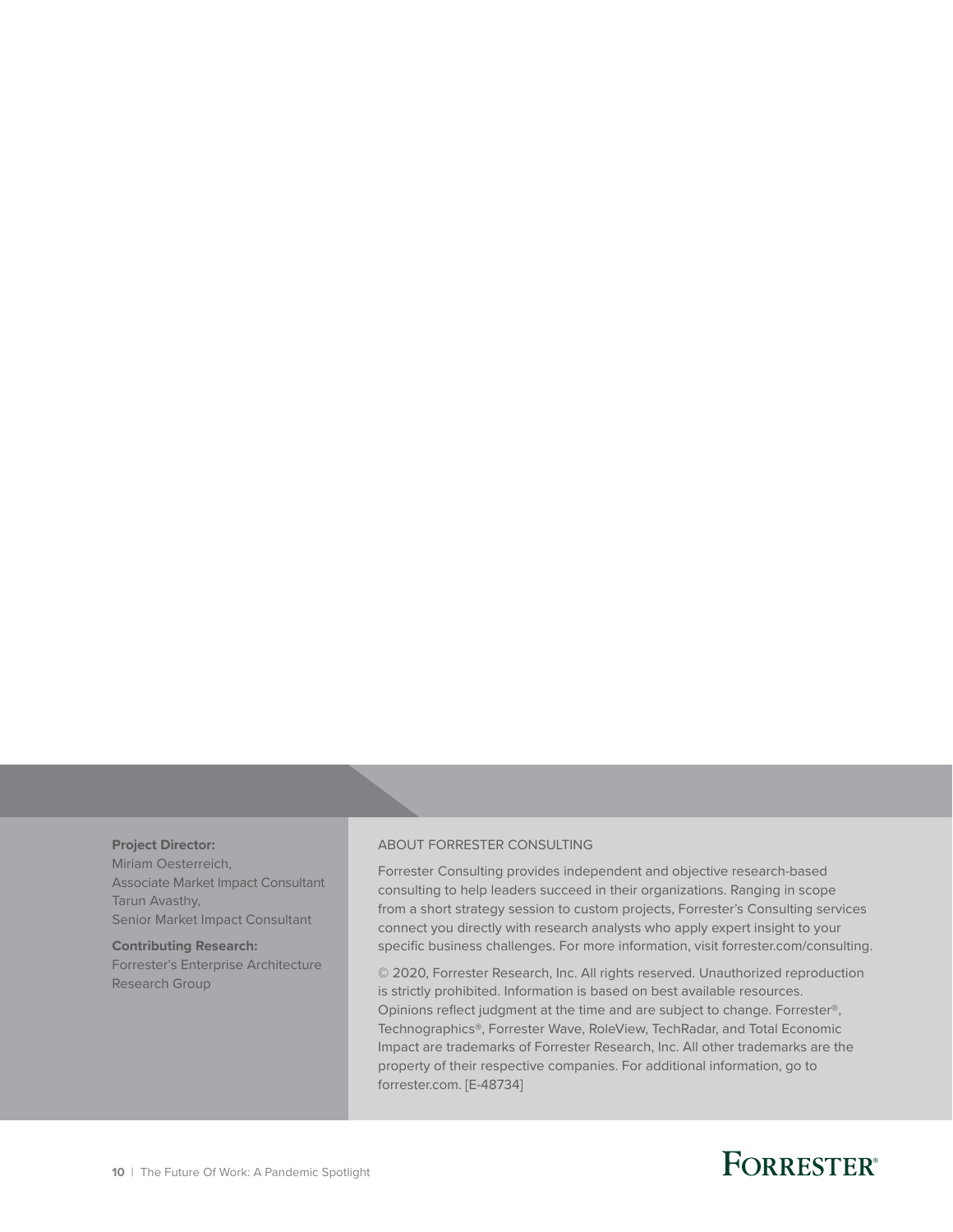**Project Director:**
Miriam Oesterreich,
Associate Market Impact Consultant
Tarun Avasthy,
Senior Market Impact Consultant

**Contributing Research:**
Forrester's Enterprise Architecture Research Group

ABOUT FORRESTER CONSULTING

Forrester Consulting provides independent and objective research-based consulting to help leaders succeed in their organizations. Ranging in scope from a short strategy session to custom projects, Forrester's Consulting services connect you directly with research analysts who apply expert insight to your specific business challenges. For more information, visit forrester.com/consulting.

© 2020, Forrester Research, Inc. All rights reserved. Unauthorized reproduction is strictly prohibited. Information is based on best available resources. Opinions reflect judgment at the time and are subject to change. Forrester®, Technographics®, Forrester Wave, RoleView, TechRadar, and Total Economic Impact are trademarks of Forrester Research, Inc. All other trademarks are the property of their respective companies. For additional information, go to forrester.com. [E-48734]